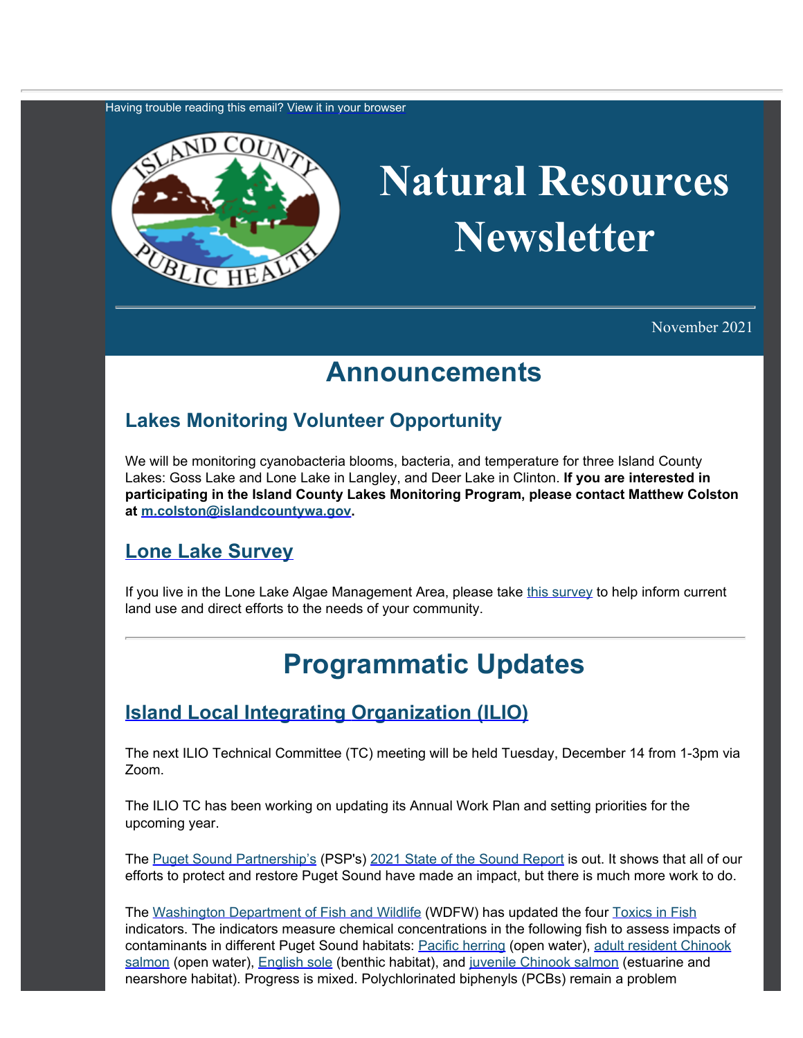Having trouble reading this email? View it in your browser

# Natural Resources Newsletter

November 2021

# Announcements

## Lakes Monitoring Volunteer Opportunity

We will be monitoring cyanobacteria blooms, bacteria, and temperature for three Island County Lakes: Goss Lake and Lone Lake in Langley, and Deer Lake in Clinton. **If you are interested in participating in the Island County Lakes Monitoring Program, please contact Matthew Colston at m.colston@islandcountywa.gov.**

## Lone Lake Survey

If you live in the Lone Lake Algae Management Area, please take this survey to help inform current land use and direct efforts to the needs of your community.

---

# Programmatic Updates

## Island Local Integrating Organization (ILIO)

The next ILIO Technical Committee (TC) meeting will be held Tuesday, December 14 from 1-3pm via Zoom.

The ILIO TC has been working on updating its Annual Work Plan and setting priorities for the upcoming year.

The Puget Sound Partnership's (PSP's) 2021 State of the Sound Report is out. It shows that all of our efforts to protect and restore Puget Sound have made an impact, but there is much more work to do.

The Washington Department of Fish and Wildlife (WDFW) has updated the four Toxics in Fish indicators. The indicators measure chemical concentrations in the following fish to assess impacts of contaminants in different Puget Sound habitats: Pacific herring (open water), adult resident Chinook salmon (open water), English sole (benthic habitat), and juvenile Chinook salmon (estuarine and nearshore habitat). Progress is mixed. Polychlorinated biphenyls (PCBs) remain a problem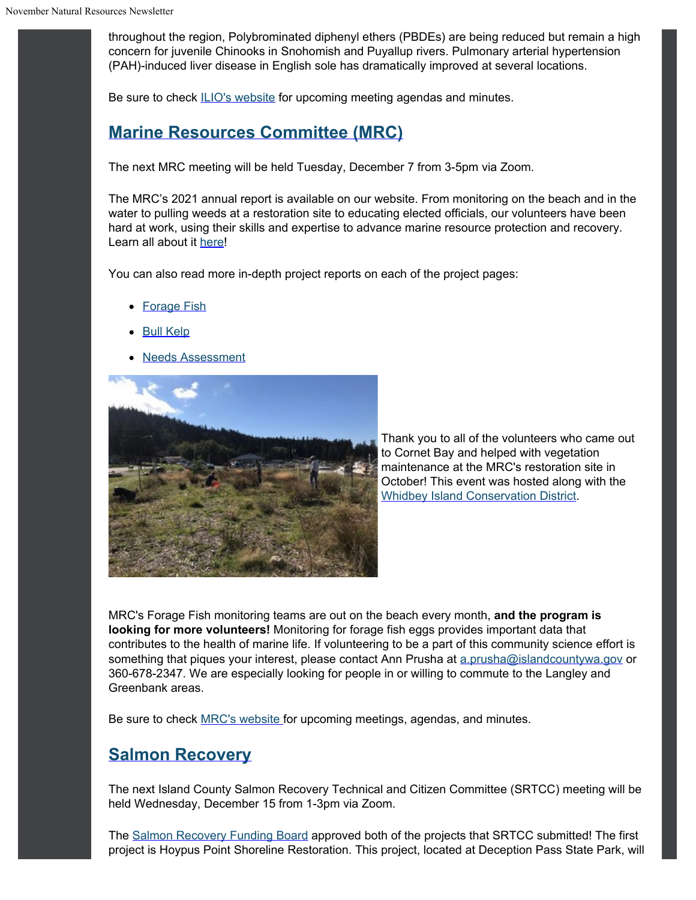throughout the region, Polybrominated diphenyl ethers (PBDEs) are being reduced but remain a high concern for juvenile Chinooks in Snohomish and Puyallup rivers. Pulmonary arterial hypertension (PAH)-induced liver disease in English sole has dramatically improved at several locations.

Be sure to check ILIO's website for upcoming meeting agendas and minutes.

## Marine Resources Committee (MRC)

The next MRC meeting will be held Tuesday, December 7 from 3-5pm via Zoom.

The MRC's 2021 annual report is available on our website. From monitoring on the beach and in the water to pulling weeds at a restoration site to educating elected officials, our volunteers have been hard at work, using their skills and expertise to advance marine resource protection and recovery. Learn all about it here!

You can also read more in-depth project reports on each of the project pages:

- Forage Fish
- Bull Kelp
- Needs Assessment

Thank you to all of the volunteers who came out to Cornet Bay and helped with vegetation maintenance at the MRC's restoration site in October! This event was hosted along with the Whidbey Island Conservation District.

MRC's Forage Fish monitoring teams are out on the beach every month, **and the program is looking for more volunteers!** Monitoring for forage fish eggs provides important data that contributes to the health of marine life. If volunteering to be a part of this community science effort is something that piques your interest, please contact Ann Prusha at a.prusha@islandcountywa.gov or 360-678-2347. We are especially looking for people in or willing to commute to the Langley and Greenbank areas.

Be sure to check MRC's website for upcoming meetings, agendas, and minutes.

## Salmon Recovery

The next Island County Salmon Recovery Technical and Citizen Committee (SRTCC) meeting will be held Wednesday, December 15 from 1-3pm via Zoom.

The Salmon Recovery Funding Board approved both of the projects that SRTCC submitted! The first project is Hoypus Point Shoreline Restoration. This project, located at Deception Pass State Park, will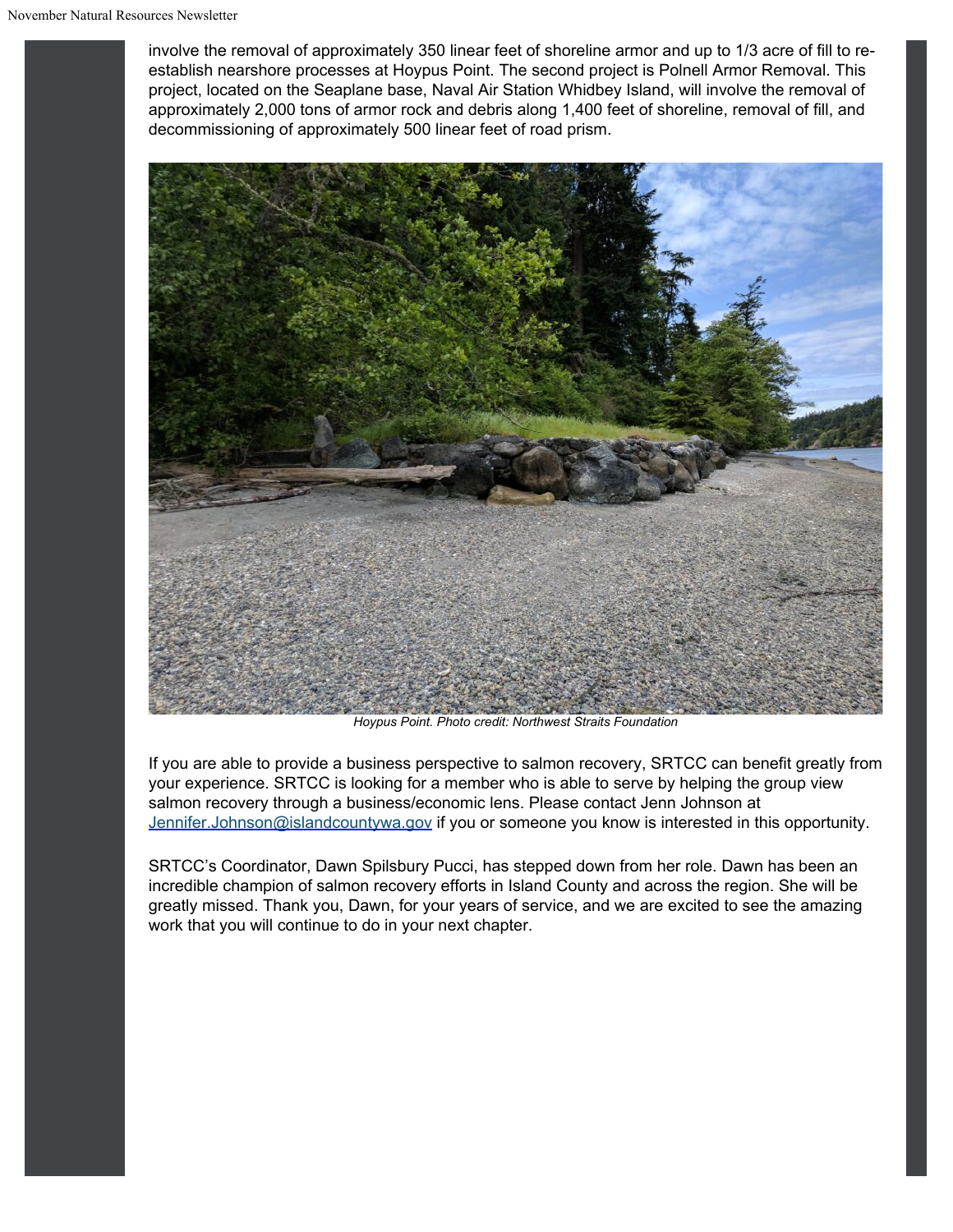involve the removal of approximately 350 linear feet of shoreline armor and up to 1/3 acre of fill to re-establish nearshore processes at Hoypus Point. The second project is Polnell Armor Removal. This project, located on the Seaplane base, Naval Air Station Whidbey Island, will involve the removal of approximately 2,000 tons of armor rock and debris along 1,400 feet of shoreline, removal of fill, and decommissioning of approximately 500 linear feet of road prism.

*Hoypus Point. Photo credit: Northwest Straits Foundation*

If you are able to provide a business perspective to salmon recovery, SRTCC can benefit greatly from your experience. SRTCC is looking for a member who is able to serve by helping the group view salmon recovery through a business/economic lens. Please contact Jenn Johnson at Jennifer.Johnson@islandcountywa.gov if you or someone you know is interested in this opportunity.

SRTCC's Coordinator, Dawn Spilsbury Pucci, has stepped down from her role. Dawn has been an incredible champion of salmon recovery efforts in Island County and across the region. She will be greatly missed. Thank you, Dawn, for your years of service, and we are excited to see the amazing work that you will continue to do in your next chapter.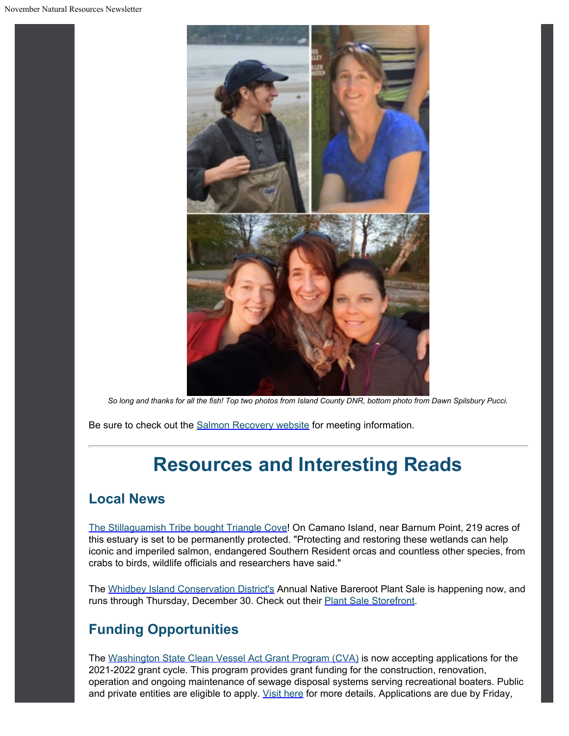*So long and thanks for all the fish! Top two photos from Island County DNR, bottom photo from Dawn Spilsbury Pucci.*

Be sure to check out the Salmon Recovery website for meeting information.

---

# Resources and Interesting Reads

## Local News

The Stillaguamish Tribe bought Triangle Cove! On Camano Island, near Barnum Point, 219 acres of this estuary is set to be permanently protected. "Protecting and restoring these wetlands can help iconic and imperiled salmon, endangered Southern Resident orcas and countless other species, from crabs to birds, wildlife officials and researchers have said."

The Whidbey Island Conservation District's Annual Native Bareroot Plant Sale is happening now, and runs through Thursday, December 30. Check out their Plant Sale Storefront.

## Funding Opportunities

The Washington State Clean Vessel Act Grant Program (CVA) is now accepting applications for the 2021-2022 grant cycle. This program provides grant funding for the construction, renovation, operation and ongoing maintenance of sewage disposal systems serving recreational boaters. Public and private entities are eligible to apply. Visit here for more details. Applications are due by Friday,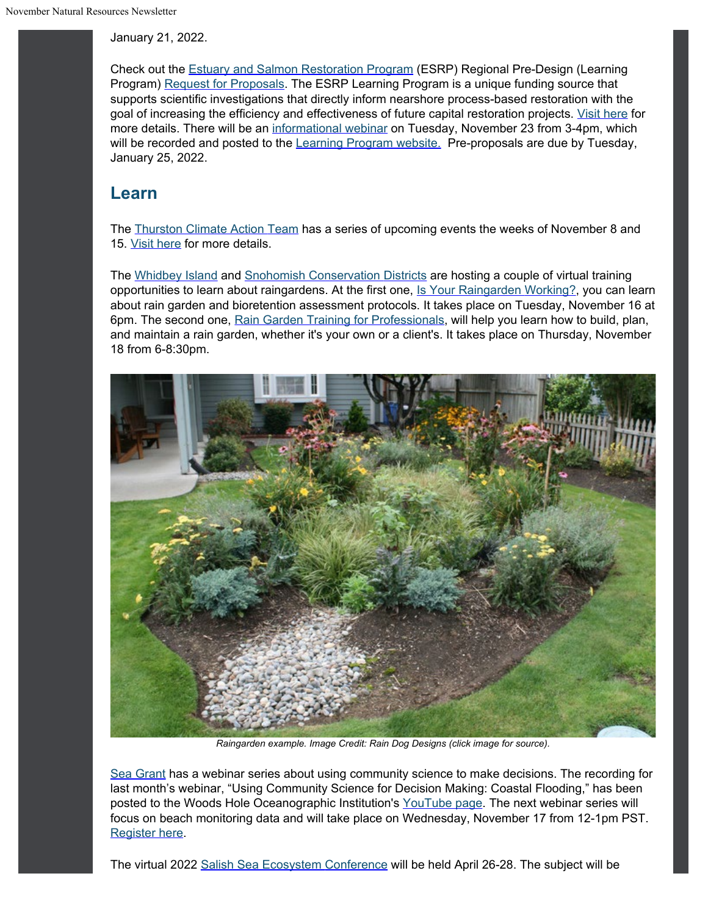January 21, 2022.

Check out the Estuary and Salmon Restoration Program (ESRP) Regional Pre-Design (Learning Program) Request for Proposals. The ESRP Learning Program is a unique funding source that supports scientific investigations that directly inform nearshore process-based restoration with the goal of increasing the efficiency and effectiveness of future capital restoration projects. Visit here for more details. There will be an informational webinar on Tuesday, November 23 from 3-4pm, which will be recorded and posted to the Learning Program website. Pre-proposals are due by Tuesday, January 25, 2022.

## Learn

The Thurston Climate Action Team has a series of upcoming events the weeks of November 8 and 15. Visit here for more details.

The Whidbey Island and Snohomish Conservation Districts are hosting a couple of virtual training opportunities to learn about raingardens. At the first one, Is Your Raingarden Working?, you can learn about rain garden and bioretention assessment protocols. It takes place on Tuesday, November 16 at 6pm. The second one, Rain Garden Training for Professionals, will help you learn how to build, plan, and maintain a rain garden, whether it's your own or a client's. It takes place on Thursday, November 18 from 6-8:30pm.

*Raingarden example. Image Credit: Rain Dog Designs (click image for source).*

Sea Grant has a webinar series about using community science to make decisions. The recording for last month's webinar, "Using Community Science for Decision Making: Coastal Flooding," has been posted to the Woods Hole Oceanographic Institution's YouTube page. The next webinar series will focus on beach monitoring data and will take place on Wednesday, November 17 from 12-1pm PST. Register here.

The virtual 2022 Salish Sea Ecosystem Conference will be held April 26-28. The subject will be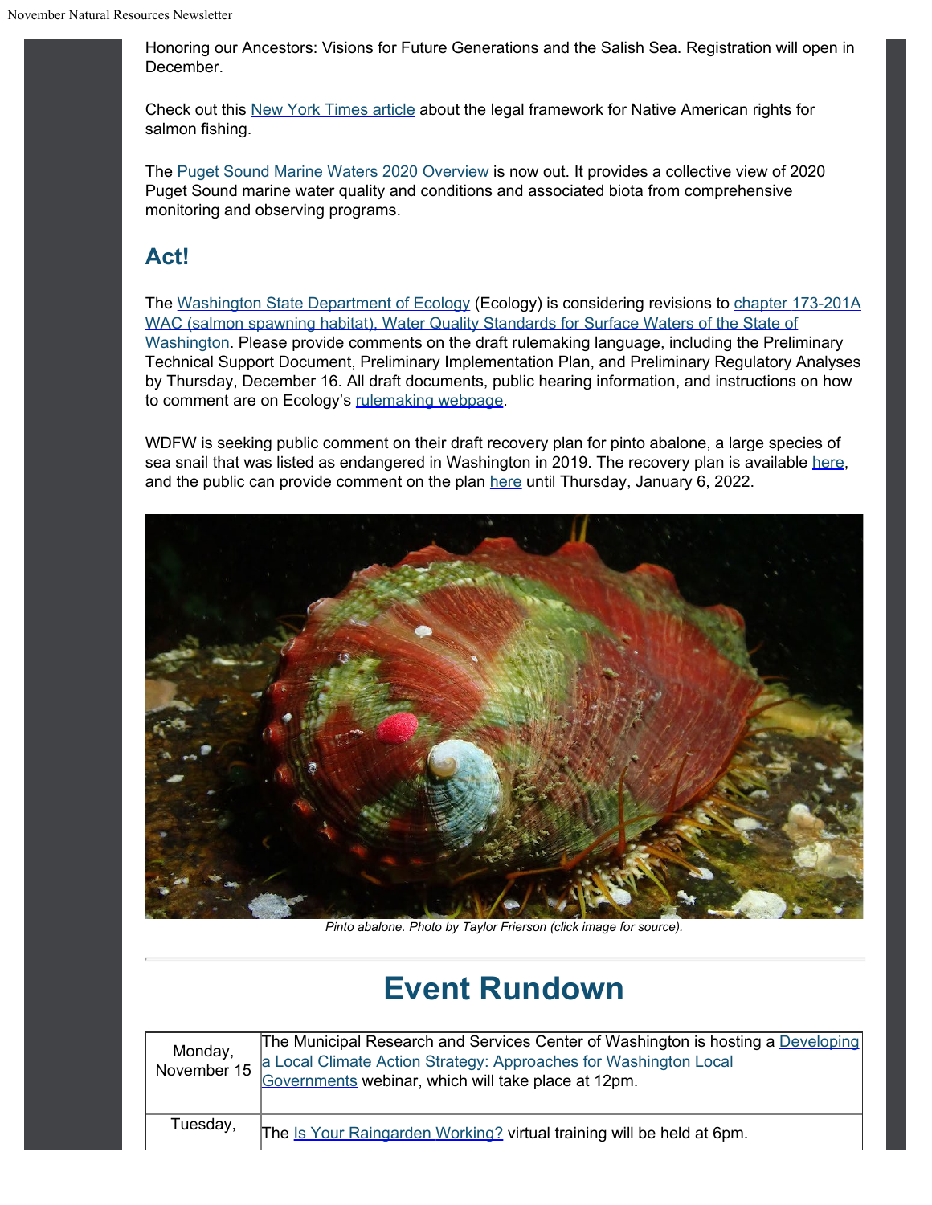Honoring our Ancestors: Visions for Future Generations and the Salish Sea. Registration will open in December.

Check out this New York Times article about the legal framework for Native American rights for salmon fishing.

The Puget Sound Marine Waters 2020 Overview is now out. It provides a collective view of 2020 Puget Sound marine water quality and conditions and associated biota from comprehensive monitoring and observing programs.

## Act!

The Washington State Department of Ecology (Ecology) is considering revisions to chapter 173-201A WAC (salmon spawning habitat), Water Quality Standards for Surface Waters of the State of Washington. Please provide comments on the draft rulemaking language, including the Preliminary Technical Support Document, Preliminary Implementation Plan, and Preliminary Regulatory Analyses by Thursday, December 16. All draft documents, public hearing information, and instructions on how to comment are on Ecology's rulemaking webpage.

WDFW is seeking public comment on their draft recovery plan for pinto abalone, a large species of sea snail that was listed as endangered in Washington in 2019. The recovery plan is available here, and the public can provide comment on the plan here until Thursday, January 6, 2022.

*Pinto abalone. Photo by Taylor Frierson (click image for source).*

# Event Rundown

| | |
|---|---|
| Monday, November 15 | The Municipal Research and Services Center of Washington is hosting a Developing a Local Climate Action Strategy: Approaches for Washington Local Governments webinar, which will take place at 12pm. |
| Tuesday, | The Is Your Raingarden Working? virtual training will be held at 6pm. |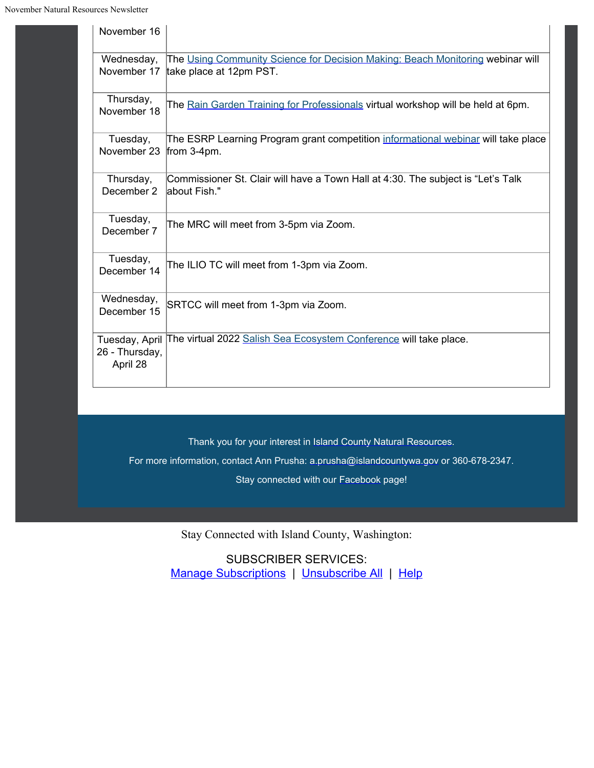| | |
|---|---|
| November 16 | |
| Wednesday, November 17 | The Using Community Science for Decision Making: Beach Monitoring webinar will take place at 12pm PST. |
| Thursday, November 18 | The Rain Garden Training for Professionals virtual workshop will be held at 6pm. |
| Tuesday, November 23 | The ESRP Learning Program grant competition informational webinar will take place from 3-4pm. |
| Thursday, December 2 | Commissioner St. Clair will have a Town Hall at 4:30. The subject is "Let's Talk about Fish." |
| Tuesday, December 7 | The MRC will meet from 3-5pm via Zoom. |
| Tuesday, December 14 | The ILIO TC will meet from 1-3pm via Zoom. |
| Wednesday, December 15 | SRTCC will meet from 1-3pm via Zoom. |
| Tuesday, April 26 - Thursday, April 28 | The virtual 2022 Salish Sea Ecosystem Conference will take place. |

Thank you for your interest in Island County Natural Resources.

For more information, contact Ann Prusha: a.prusha@islandcountywa.gov or 360-678-2347.

Stay connected with our Facebook page!

Stay Connected with Island County, Washington:

SUBSCRIBER SERVICES:
Manage Subscriptions | Unsubscribe All | Help